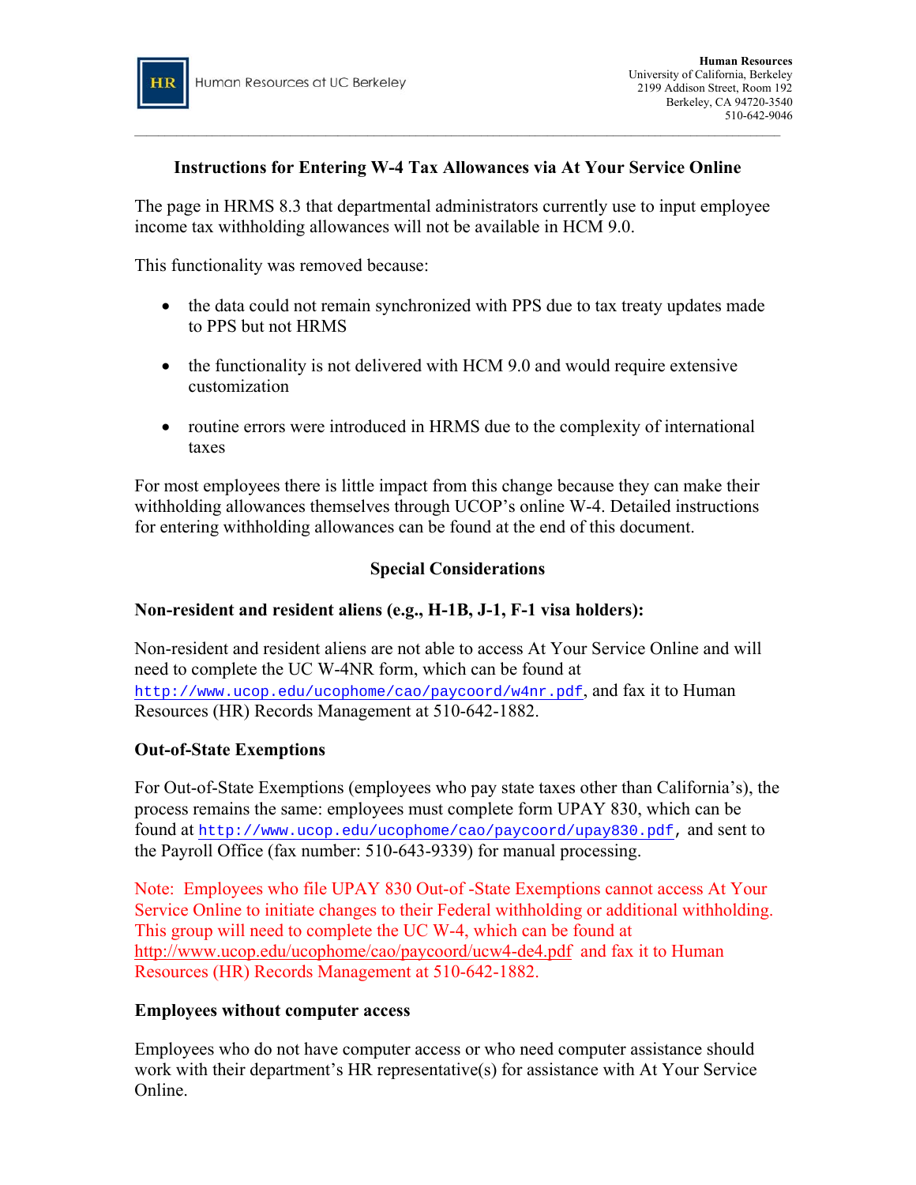HR Human Resources at UC Berkeley

**Human Resources**
University of California, Berkeley
2199 Addison Street, Room 192
Berkeley, CA 94720-3540
510-642-9046

## Instructions for Entering W-4 Tax Allowances via At Your Service Online

The page in HRMS 8.3 that departmental administrators currently use to input employee income tax withholding allowances will not be available in HCM 9.0.

This functionality was removed because:

- the data could not remain synchronized with PPS due to tax treaty updates made to PPS but not HRMS
- the functionality is not delivered with HCM 9.0 and would require extensive customization
- routine errors were introduced in HRMS due to the complexity of international taxes

For most employees there is little impact from this change because they can make their withholding allowances themselves through UCOP's online W-4. Detailed instructions for entering withholding allowances can be found at the end of this document.

### Special Considerations

**Non-resident and resident aliens (e.g., H-1B, J-1, F-1 visa holders):**

Non-resident and resident aliens are not able to access At Your Service Online and will need to complete the UC W-4NR form, which can be found at http://www.ucop.edu/ucophome/cao/paycoord/w4nr.pdf, and fax it to Human Resources (HR) Records Management at 510-642-1882.

**Out-of-State Exemptions**

For Out-of-State Exemptions (employees who pay state taxes other than California's), the process remains the same: employees must complete form UPAY 830, which can be found at http://www.ucop.edu/ucophome/cao/paycoord/upay830.pdf, and sent to the Payroll Office (fax number: 510-643-9339) for manual processing.

Note: Employees who file UPAY 830 Out-of -State Exemptions cannot access At Your Service Online to initiate changes to their Federal withholding or additional withholding. This group will need to complete the UC W-4, which can be found at http://www.ucop.edu/ucophome/cao/paycoord/ucw4-de4.pdf and fax it to Human Resources (HR) Records Management at 510-642-1882.

**Employees without computer access**

Employees who do not have computer access or who need computer assistance should work with their department's HR representative(s) for assistance with At Your Service Online.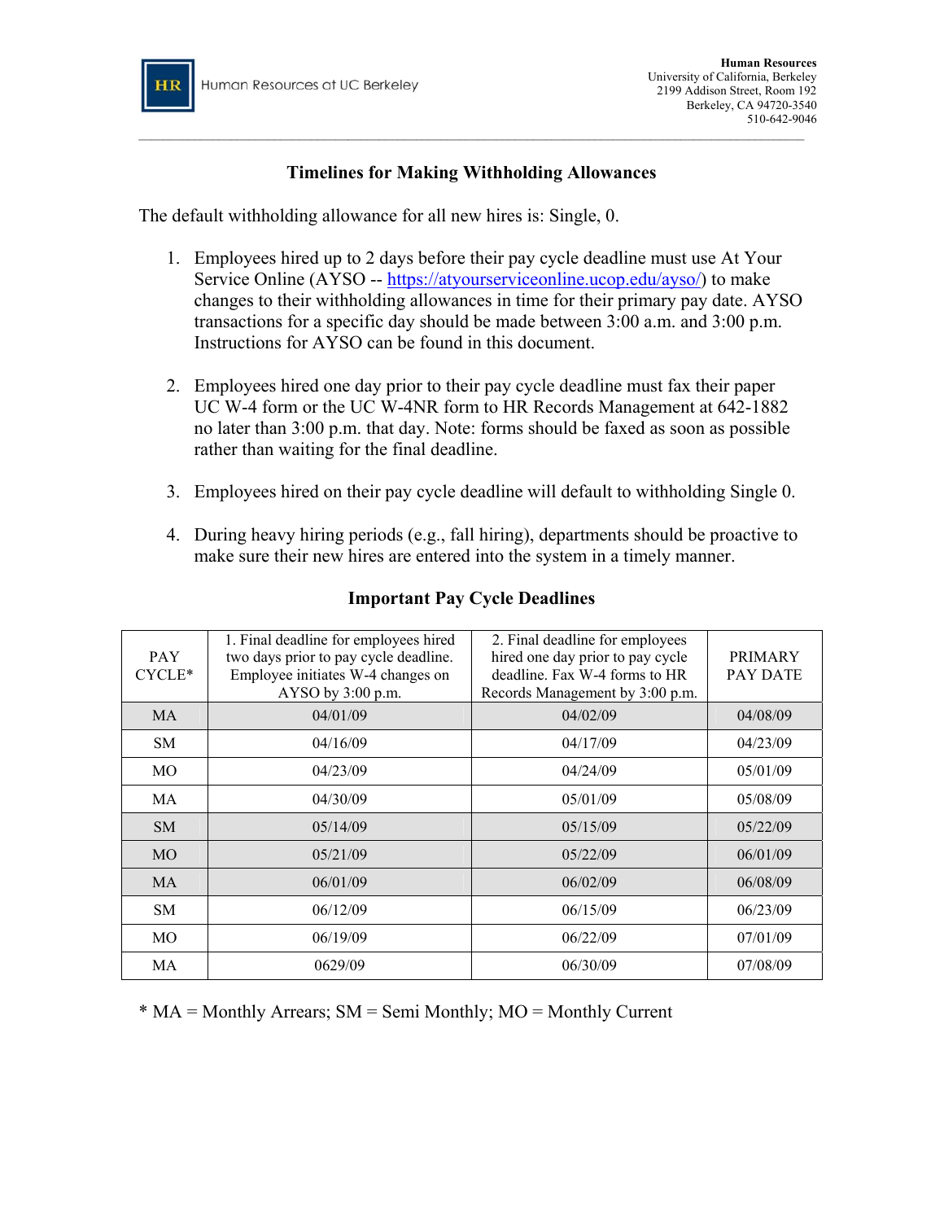Human Resources at UC Berkeley

**Human Resources**
University of California, Berkeley
2199 Addison Street, Room 192
Berkeley, CA 94720-3540
510-642-9046

## Timelines for Making Withholding Allowances

The default withholding allowance for all new hires is: Single, 0.

1. Employees hired up to 2 days before their pay cycle deadline must use At Your Service Online (AYSO -- https://atyourserviceonline.ucop.edu/ayso/) to make changes to their withholding allowances in time for their primary pay date. AYSO transactions for a specific day should be made between 3:00 a.m. and 3:00 p.m. Instructions for AYSO can be found in this document.

2. Employees hired one day prior to their pay cycle deadline must fax their paper UC W-4 form or the UC W-4NR form to HR Records Management at 642-1882 no later than 3:00 p.m. that day. Note: forms should be faxed as soon as possible rather than waiting for the final deadline.

3. Employees hired on their pay cycle deadline will default to withholding Single 0.

4. During heavy hiring periods (e.g., fall hiring), departments should be proactive to make sure their new hires are entered into the system in a timely manner.

### Important Pay Cycle Deadlines

| PAY CYCLE* | 1. Final deadline for employees hired two days prior to pay cycle deadline. Employee initiates W-4 changes on AYSO by 3:00 p.m. | 2. Final deadline for employees hired one day prior to pay cycle deadline. Fax W-4 forms to HR Records Management by 3:00 p.m. | PRIMARY PAY DATE |
|---|---|---|---|
| MA | 04/01/09 | 04/02/09 | 04/08/09 |
| SM | 04/16/09 | 04/17/09 | 04/23/09 |
| MO | 04/23/09 | 04/24/09 | 05/01/09 |
| MA | 04/30/09 | 05/01/09 | 05/08/09 |
| SM | 05/14/09 | 05/15/09 | 05/22/09 |
| MO | 05/21/09 | 05/22/09 | 06/01/09 |
| MA | 06/01/09 | 06/02/09 | 06/08/09 |
| SM | 06/12/09 | 06/15/09 | 06/23/09 |
| MO | 06/19/09 | 06/22/09 | 07/01/09 |
| MA | 0629/09 | 06/30/09 | 07/08/09 |

* MA = Monthly Arrears; SM = Semi Monthly; MO = Monthly Current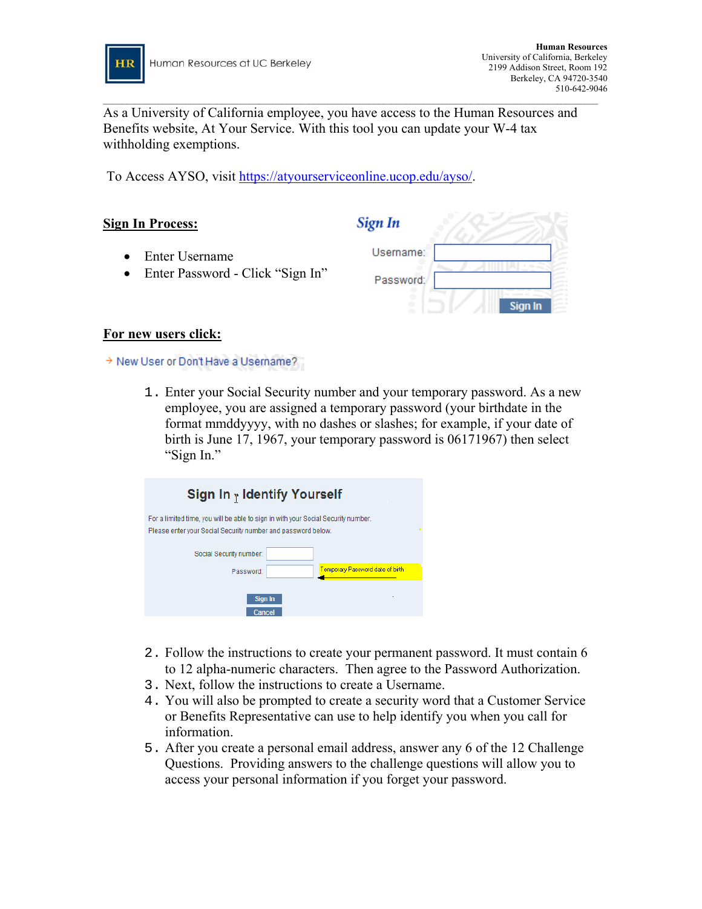Human Resources at UC Berkeley

**Human Resources**
University of California, Berkeley
2199 Addison Street, Room 192
Berkeley, CA 94720-3540
510-642-9046

As a University of California employee, you have access to the Human Resources and Benefits website, At Your Service. With this tool you can update your W-4 tax withholding exemptions.

To Access AYSO, visit https://atyourserviceonline.ucop.edu/ayso/.

**Sign In Process:**

- Enter Username
- Enter Password - Click "Sign In"

*Sign In*

Username:

Password:

Sign In

**For new users click:**

→ New User or Don't Have a Username?

1. Enter your Social Security number and your temporary password. As a new employee, you are assigned a temporary password (your birthdate in the format mmddyyyy, with no dashes or slashes; for example, if your date of birth is June 17, 1967, your temporary password is 06171967) then select "Sign In."

Sign In : Identify Yourself

For a limited time, you will be able to sign in with your Social Security number.
Please enter your Social Security number and password below.

Social Security number:

Password: ← Temporary Password date of birth

Sign In

Cancel

2. Follow the instructions to create your permanent password. It must contain 6 to 12 alpha-numeric characters. Then agree to the Password Authorization.
3. Next, follow the instructions to create a Username.
4. You will also be prompted to create a security word that a Customer Service or Benefits Representative can use to help identify you when you call for information.
5. After you create a personal email address, answer any 6 of the 12 Challenge Questions. Providing answers to the challenge questions will allow you to access your personal information if you forget your password.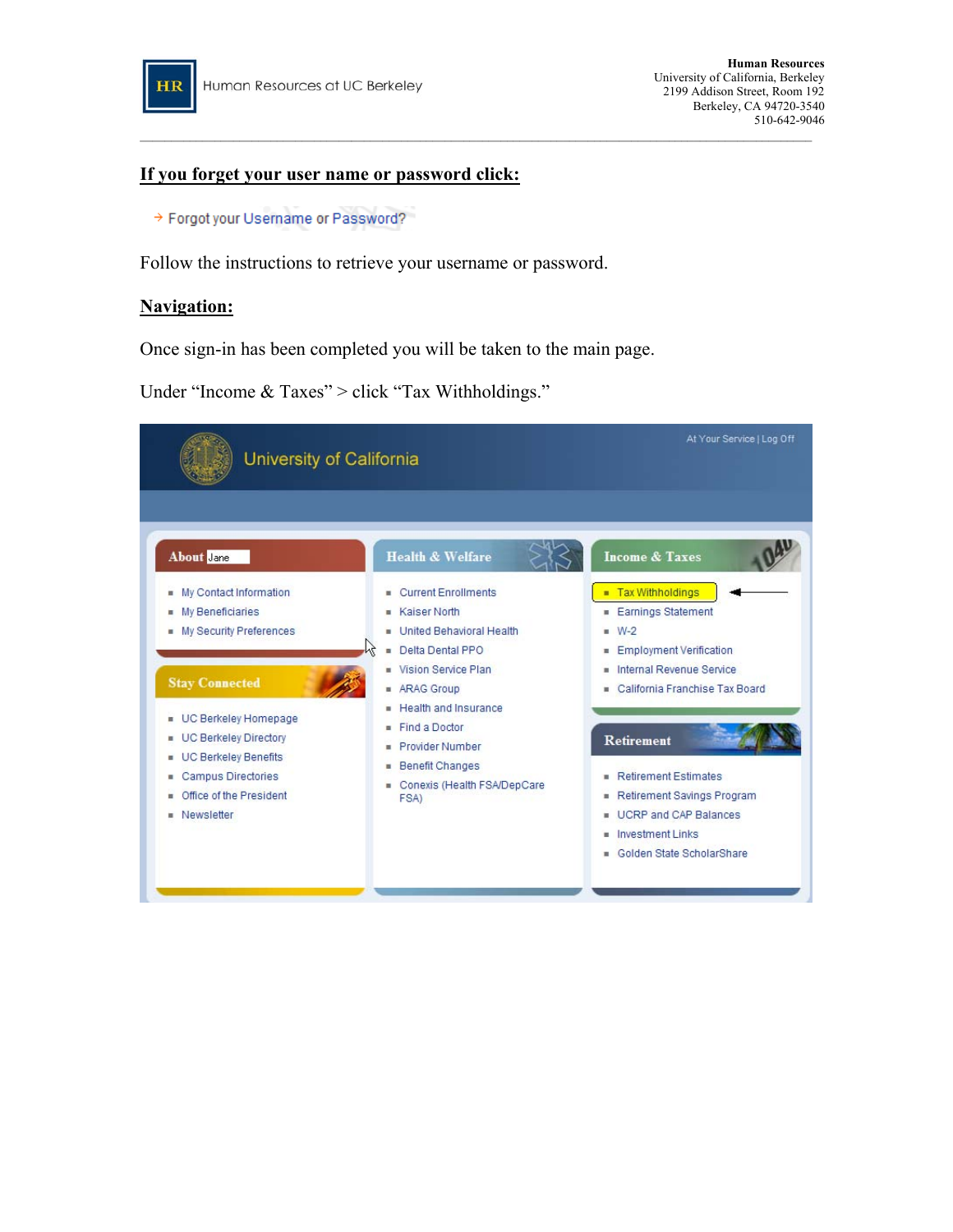## If you forget your user name or password click:

→ Forgot your Username or Password?

Follow the instructions to retrieve your username or password.

## Navigation:

Once sign-in has been completed you will be taken to the main page.

Under "Income & Taxes" > click "Tax Withholdings."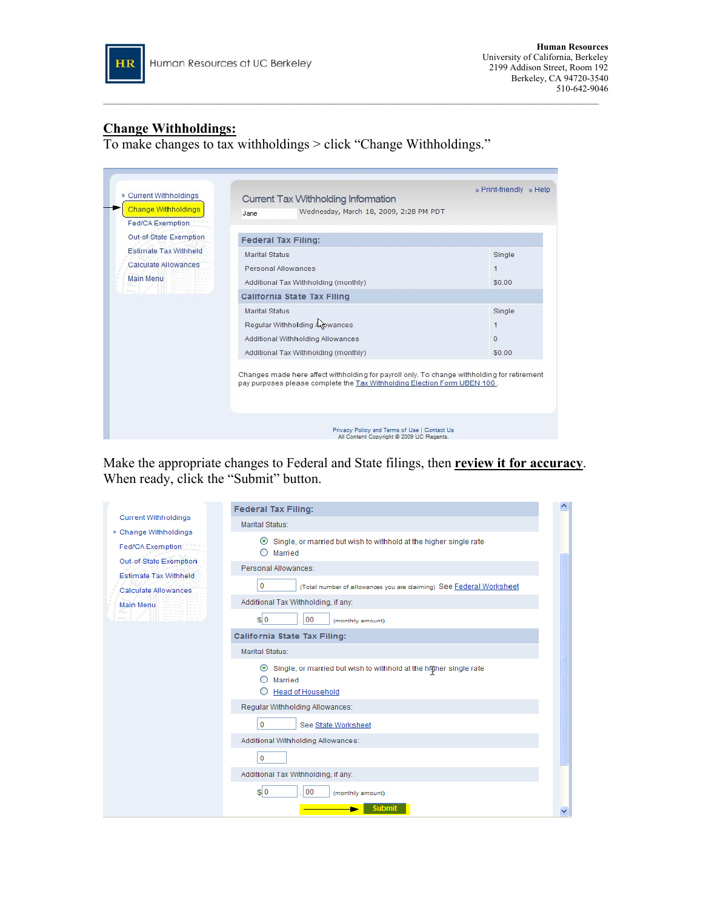## Change Withholdings:

To make changes to tax withholdings > click "Change Withholdings."

- Current Withholdings
- Change Withholdings
- Fed/CA Exemption
- Out-of-State Exemption
- Estimate Tax Withheld
- Calculate Allowances
- Main Menu

**Current Tax Withholding Information** » Print-friendly » Help

Jane — Wednesday, March 18, 2009, 2:28 PM PDT

| Federal Tax Filing: | |
|---|---|
| Marital Status | Single |
| Personal Allowances | 1 |
| Additional Tax Withholding (monthly) | $0.00 |
| **California State Tax Filing** | |
| Marital Status | Single |
| Regular Withholding Allowances | 1 |
| Additional Withholding Allowances | 0 |
| Additional Tax Withholding (monthly) | $0.00 |

Changes made here affect withholding for payroll only. To change withholding for retirement pay purposes please complete the Tax Withholding Election Form UBEN 106 .

Privacy Policy and Terms of Use | Contact Us
All Content Copyright © 2009 UC Regents.

Make the appropriate changes to Federal and State filings, then **review it for accuracy**. When ready, click the "Submit" button.

- Current Withholdings
- Change Withholdings
- Fed/CA Exemption
- Out-of-State Exemption
- Estimate Tax Withheld
- Calculate Allowances
- Main Menu

**Federal Tax Filing:**

Marital Status:

- Single, or married but wish to withhold at the higher single rate
- Married

Personal Allowances:

0 (Total number of allowances you are claiming) See Federal Worksheet

Additional Tax Withholding, if any:

$ 0 . 00 (monthly amount)

**California State Tax Filing:**

Marital Status:

- Single, or married but wish to withhold at the higher single rate
- Married
- Head of Household

Regular Withholding Allowances:

0 See State Worksheet

Additional Withholding Allowances:

0

Additional Tax Withholding, if any:

$ 0 . 00 (monthly amount)

Submit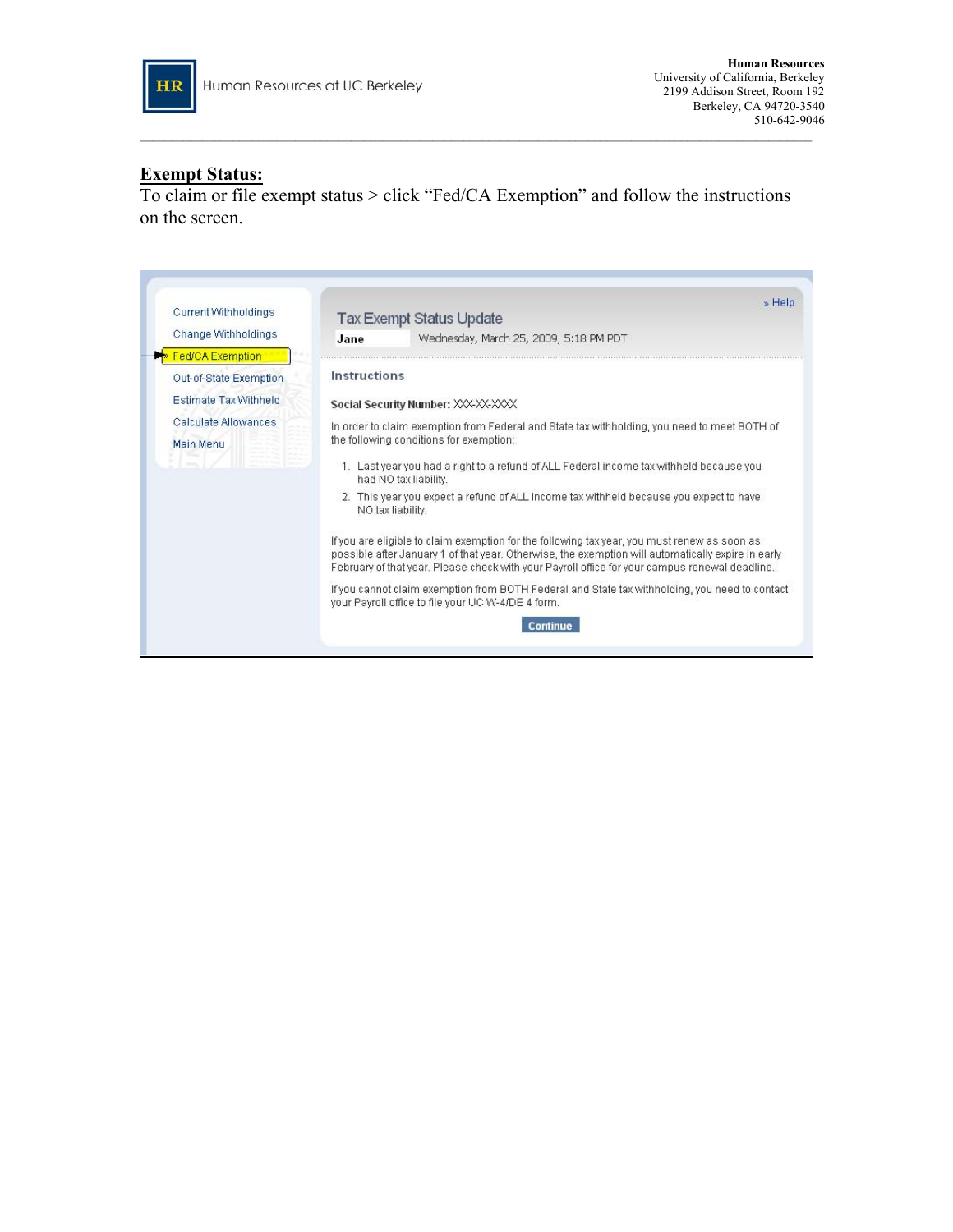**Human Resources**
University of California, Berkeley
2199 Addison Street, Room 192
Berkeley, CA 94720-3540
510-642-9046

## Exempt Status:

To claim or file exempt status > click “Fed/CA Exemption” and follow the instructions on the screen.

- Current Withholdings
- Change Withholdings
- Fed/CA Exemption
- Out-of-State Exemption
- Estimate Tax Withheld
- Calculate Allowances
- Main Menu

» Help

### Tax Exempt Status Update

**Jane** Wednesday, March 25, 2009, 5:18 PM PDT

**Instructions**

**Social Security Number:** XXX-XX-XXXX

In order to claim exemption from Federal and State tax withholding, you need to meet BOTH of the following conditions for exemption:

1. Last year you had a right to a refund of ALL Federal income tax withheld because you had NO tax liability.
2. This year you expect a refund of ALL income tax withheld because you expect to have NO tax liability.

If you are eligible to claim exemption for the following tax year, you must renew as soon as possible after January 1 of that year. Otherwise, the exemption will automatically expire in early February of that year. Please check with your Payroll office for your campus renewal deadline.

If you cannot claim exemption from BOTH Federal and State tax withholding, you need to contact your Payroll office to file your UC W-4/DE 4 form.

Continue